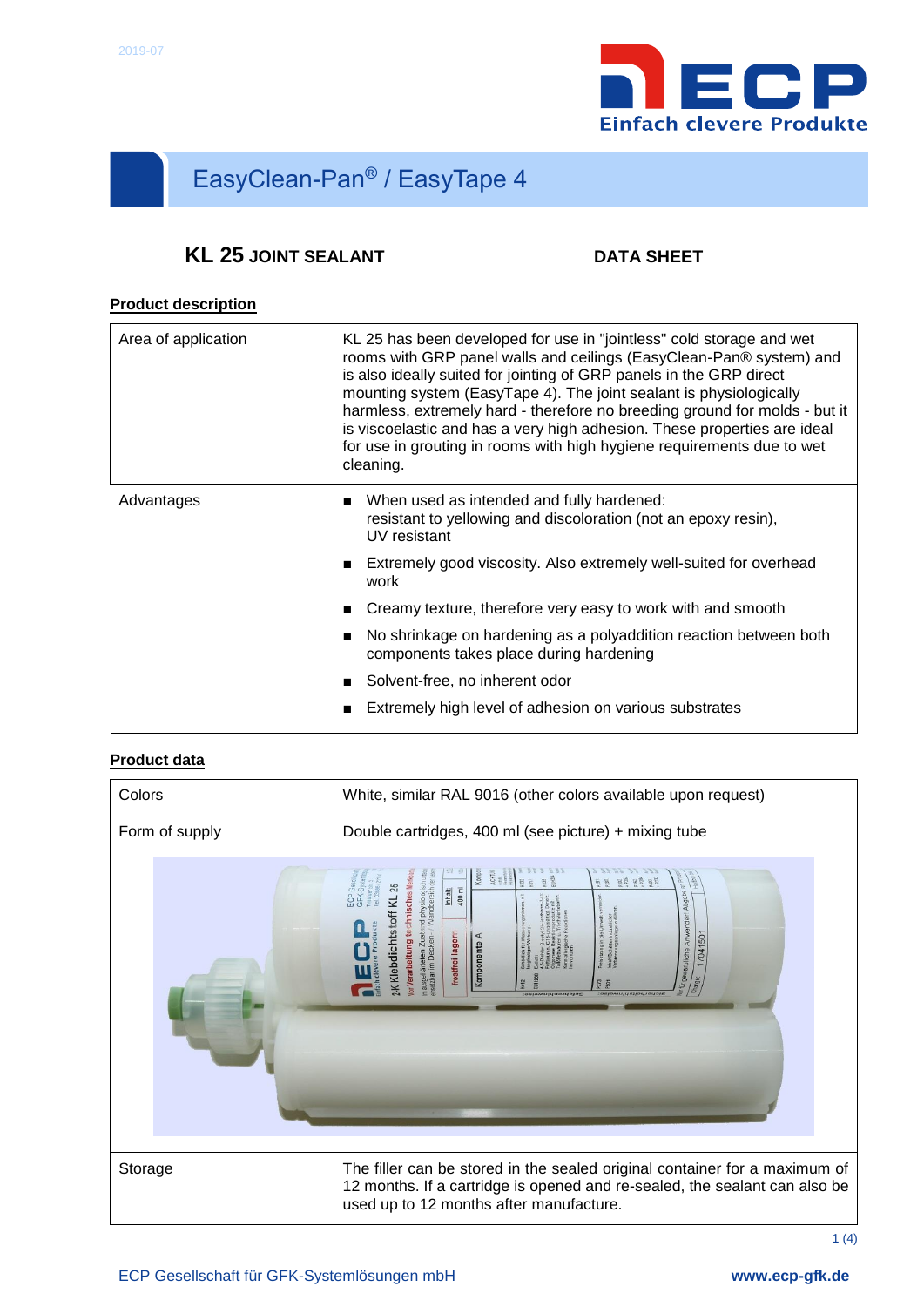# EasyClean-Pan® / EasyTape 4

## KL 25 JOINT SEALANT

**DATA SHEET**

### Product description

| | |
|---|---|
| Area of application | KL 25 has been developed for use in "jointless" cold storage and wet rooms with GRP panel walls and ceilings (EasyClean-Pan® system) and is also ideally suited for jointing of GRP panels in the GRP direct mounting system (EasyTape 4). The joint sealant is physiologically harmless, extremely hard - therefore no breeding ground for molds - but it is viscoelastic and has a very high adhesion. These properties are ideal for use in grouting in rooms with high hygiene requirements due to wet cleaning. |
| Advantages | ■ When used as intended and fully hardened: resistant to yellowing and discoloration (not an epoxy resin), UV resistant<br>■ Extremely good viscosity. Also extremely well-suited for overhead work<br>■ Creamy texture, therefore very easy to work with and smooth<br>■ No shrinkage on hardening as a polyaddition reaction between both components takes place during hardening<br>■ Solvent-free, no inherent odor<br>■ Extremely high level of adhesion on various substrates |

### Product data

| | |
|---|---|
| Colors | White, similar RAL 9016 (other colors available upon request) |
| Form of supply | Double cartridges, 400 ml (see picture) + mixing tube |
| Storage | The filler can be stored in the sealed original container for a maximum of 12 months. If a cartridge is opened and re-sealed, the sealant can also be used up to 12 months after manufacture. |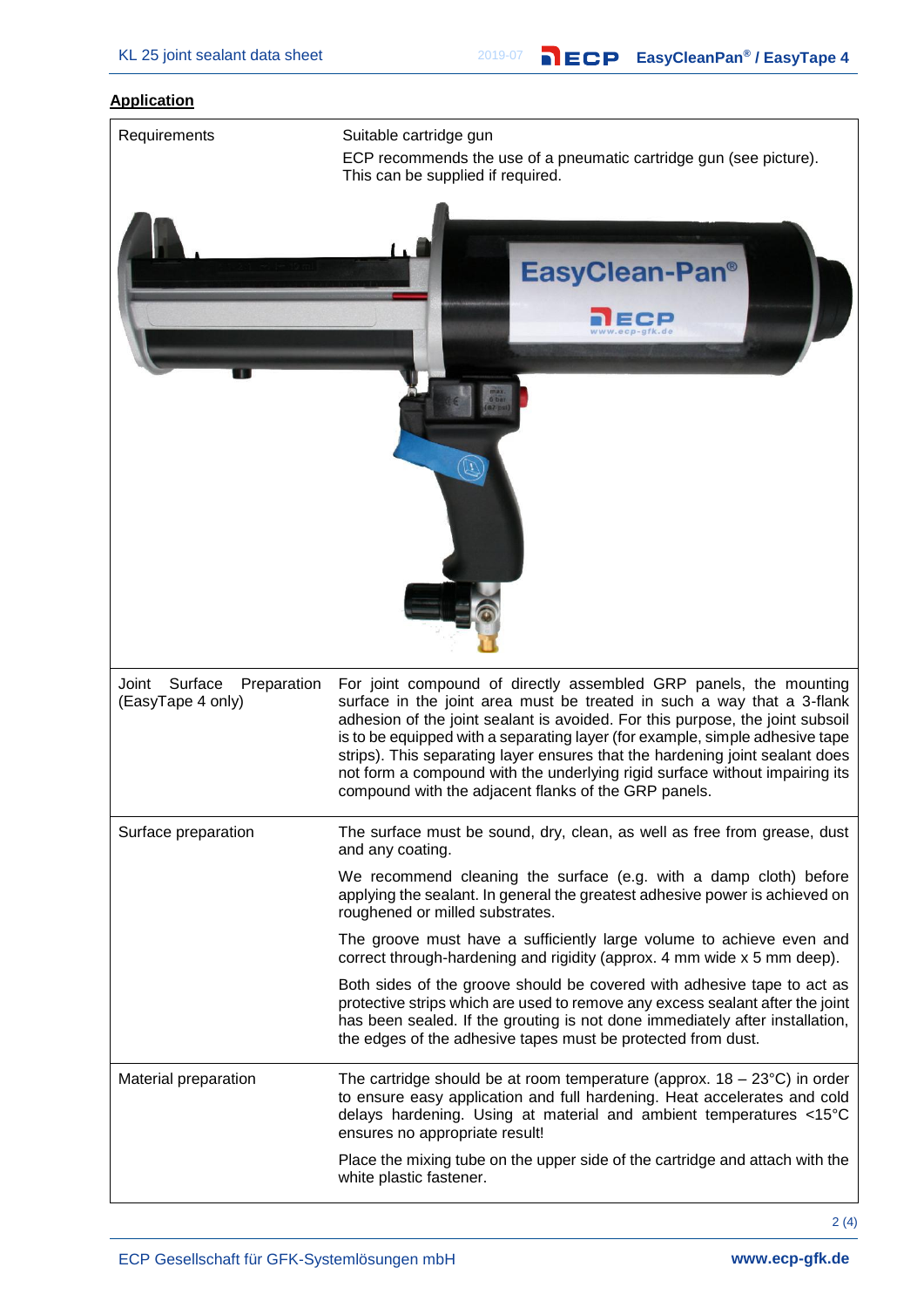## Application

| | |
|---|---|
| Requirements | Suitable cartridge gun<br>ECP recommends the use of a pneumatic cartridge gun (see picture). This can be supplied if required. |
| Joint Surface Preparation (EasyTape 4 only) | For joint compound of directly assembled GRP panels, the mounting surface in the joint area must be treated in such a way that a 3-flank adhesion of the joint sealant is avoided. For this purpose, the joint subsoil is to be equipped with a separating layer (for example, simple adhesive tape strips). This separating layer ensures that the hardening joint sealant does not form a compound with the underlying rigid surface without impairing its compound with the adjacent flanks of the GRP panels. |
| Surface preparation | The surface must be sound, dry, clean, as well as free from grease, dust and any coating.<br>We recommend cleaning the surface (e.g. with a damp cloth) before applying the sealant. In general the greatest adhesive power is achieved on roughened or milled substrates.<br>The groove must have a sufficiently large volume to achieve even and correct through-hardening and rigidity (approx. 4 mm wide x 5 mm deep).<br>Both sides of the groove should be covered with adhesive tape to act as protective strips which are used to remove any excess sealant after the joint has been sealed. If the grouting is not done immediately after installation, the edges of the adhesive tapes must be protected from dust. |
| Material preparation | The cartridge should be at room temperature (approx. 18 – 23°C) in order to ensure easy application and full hardening. Heat accelerates and cold delays hardening. Using at material and ambient temperatures <15°C ensures no appropriate result!<br>Place the mixing tube on the upper side of the cartridge and attach with the white plastic fastener. |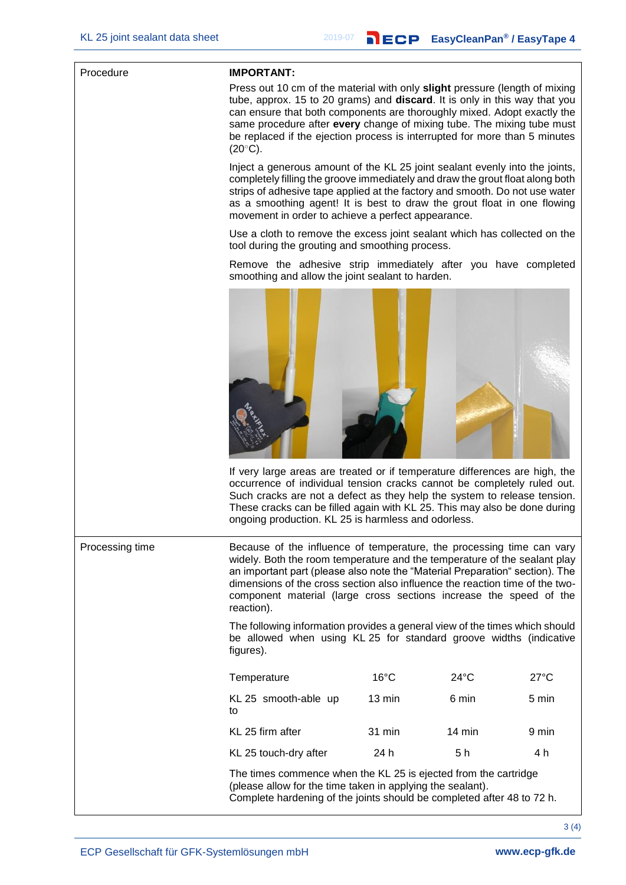| | |
|---|---|
| Procedure | **IMPORTANT:**<br>Press out 10 cm of the material with only **slight** pressure (length of mixing tube, approx. 15 to 20 grams) and **discard**. It is only in this way that you can ensure that both components are thoroughly mixed. Adopt exactly the same procedure after **every** change of mixing tube. The mixing tube must be replaced if the ejection process is interrupted for more than 5 minutes (20°C).<br><br>Inject a generous amount of the KL 25 joint sealant evenly into the joints, completely filling the groove immediately and draw the grout float along both strips of adhesive tape applied at the factory and smooth. Do not use water as a smoothing agent! It is best to draw the grout float in one flowing movement in order to achieve a perfect appearance.<br><br>Use a cloth to remove the excess joint sealant which has collected on the tool during the grouting and smoothing process.<br><br>Remove the adhesive strip immediately after you have completed smoothing and allow the joint sealant to harden.<br><br>If very large areas are treated or if temperature differences are high, the occurrence of individual tension cracks cannot be completely ruled out. Such cracks are not a defect as they help the system to release tension. These cracks can be filled again with KL 25. This may also be done during ongoing production. KL 25 is harmless and odorless. |
| Processing time | Because of the influence of temperature, the processing time can vary widely. Both the room temperature and the temperature of the sealant play an important part (please also note the "Material Preparation" section). The dimensions of the cross section also influence the reaction time of the two-component material (large cross sections increase the speed of the reaction).<br><br>The following information provides a general view of the times which should be allowed when using KL 25 for standard groove widths (indicative figures). |

| Temperature | 16°C | 24°C | 27°C |
|---|---|---|---|
| KL 25 smooth-able up to | 13 min | 6 min | 5 min |
| KL 25 firm after | 31 min | 14 min | 9 min |
| KL 25 touch-dry after | 24 h | 5 h | 4 h |

The times commence when the KL 25 is ejected from the cartridge (please allow for the time taken in applying the sealant).
Complete hardening of the joints should be completed after 48 to 72 h.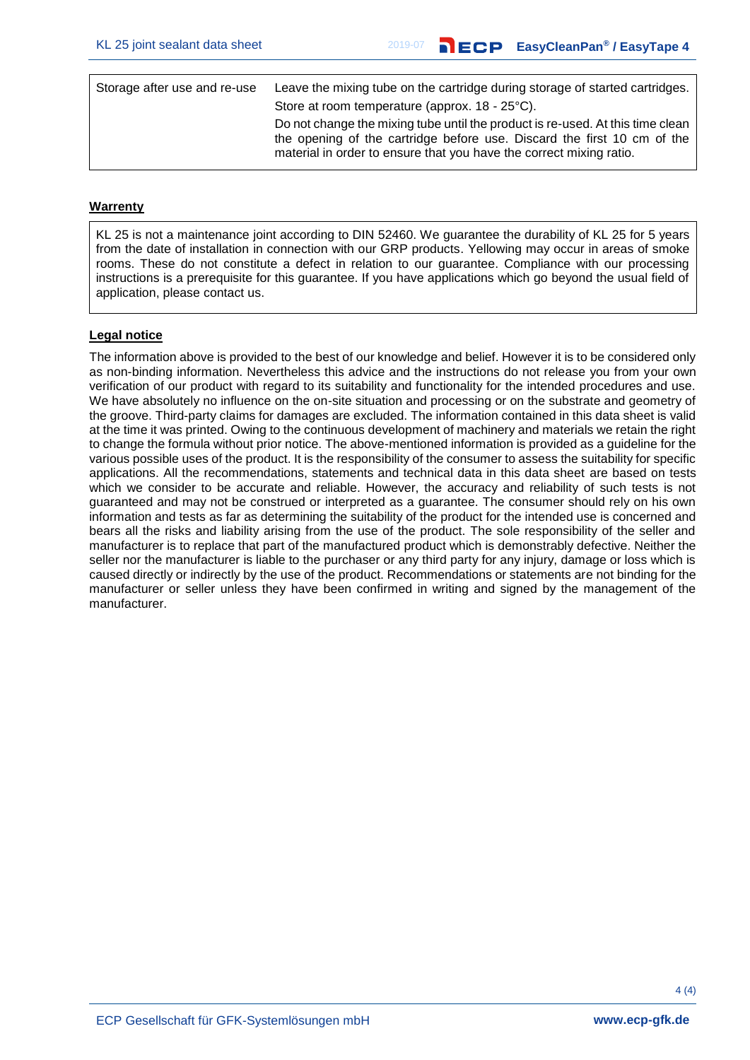| | |
|---|---|
| Storage after use and re-use | Leave the mixing tube on the cartridge during storage of started cartridges.<br>Store at room temperature (approx. 18 - 25°C).<br>Do not change the mixing tube until the product is re-used. At this time clean the opening of the cartridge before use. Discard the first 10 cm of the material in order to ensure that you have the correct mixing ratio. |

**Warrenty**

KL 25 is not a maintenance joint according to DIN 52460. We guarantee the durability of KL 25 for 5 years from the date of installation in connection with our GRP products. Yellowing may occur in areas of smoke rooms. These do not constitute a defect in relation to our guarantee. Compliance with our processing instructions is a prerequisite for this guarantee. If you have applications which go beyond the usual field of application, please contact us.

**Legal notice**

The information above is provided to the best of our knowledge and belief. However it is to be considered only as non-binding information. Nevertheless this advice and the instructions do not release you from your own verification of our product with regard to its suitability and functionality for the intended procedures and use. We have absolutely no influence on the on-site situation and processing or on the substrate and geometry of the groove. Third-party claims for damages are excluded. The information contained in this data sheet is valid at the time it was printed. Owing to the continuous development of machinery and materials we retain the right to change the formula without prior notice. The above-mentioned information is provided as a guideline for the various possible uses of the product. It is the responsibility of the consumer to assess the suitability for specific applications. All the recommendations, statements and technical data in this data sheet are based on tests which we consider to be accurate and reliable. However, the accuracy and reliability of such tests is not guaranteed and may not be construed or interpreted as a guarantee. The consumer should rely on his own information and tests as far as determining the suitability of the product for the intended use is concerned and bears all the risks and liability arising from the use of the product. The sole responsibility of the seller and manufacturer is to replace that part of the manufactured product which is demonstrably defective. Neither the seller nor the manufacturer is liable to the purchaser or any third party for any injury, damage or loss which is caused directly or indirectly by the use of the product. Recommendations or statements are not binding for the manufacturer or seller unless they have been confirmed in writing and signed by the management of the manufacturer.